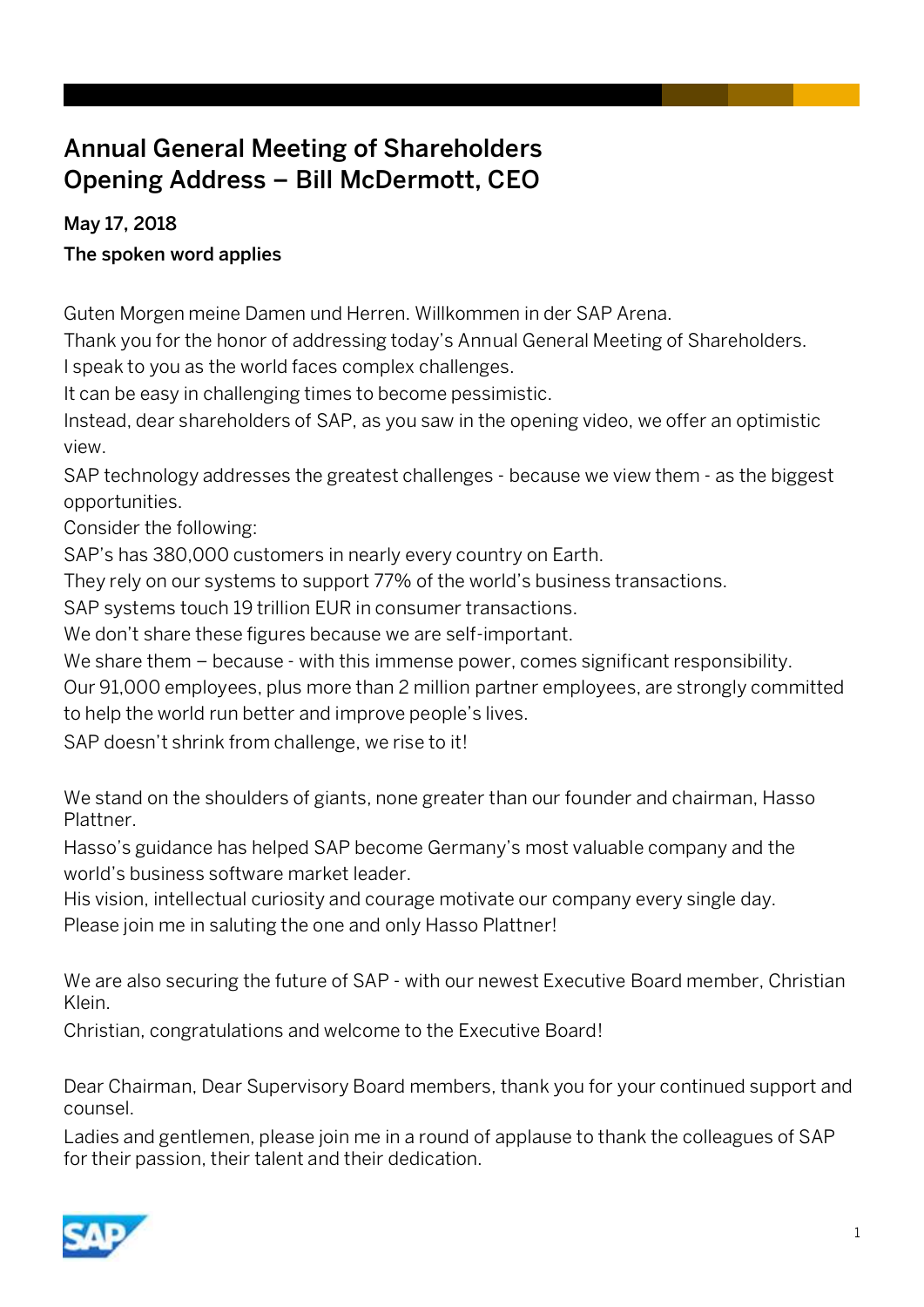# Annual General Meeting of Shareholders
# Opening Address – Bill McDermott, CEO

**May 17, 2018**

**The spoken word applies**

Guten Morgen meine Damen und Herren. Willkommen in der SAP Arena.

Thank you for the honor of addressing today's Annual General Meeting of Shareholders.

I speak to you as the world faces complex challenges.

It can be easy in challenging times to become pessimistic.

Instead, dear shareholders of SAP, as you saw in the opening video, we offer an optimistic view.

SAP technology addresses the greatest challenges - because we view them - as the biggest opportunities.

Consider the following:

SAP's has 380,000 customers in nearly every country on Earth.

They rely on our systems to support 77% of the world's business transactions.

SAP systems touch 19 trillion EUR in consumer transactions.

We don't share these figures because we are self-important.

We share them – because - with this immense power, comes significant responsibility.

Our 91,000 employees, plus more than 2 million partner employees, are strongly committed to help the world run better and improve people's lives.

SAP doesn't shrink from challenge, we rise to it!

We stand on the shoulders of giants, none greater than our founder and chairman, Hasso Plattner.

Hasso's guidance has helped SAP become Germany's most valuable company and the world's business software market leader.

His vision, intellectual curiosity and courage motivate our company every single day.

Please join me in saluting the one and only Hasso Plattner!

We are also securing the future of SAP - with our newest Executive Board member, Christian Klein.

Christian, congratulations and welcome to the Executive Board!

Dear Chairman, Dear Supervisory Board members, thank you for your continued support and counsel.

Ladies and gentlemen, please join me in a round of applause to thank the colleagues of SAP for their passion, their talent and their dedication.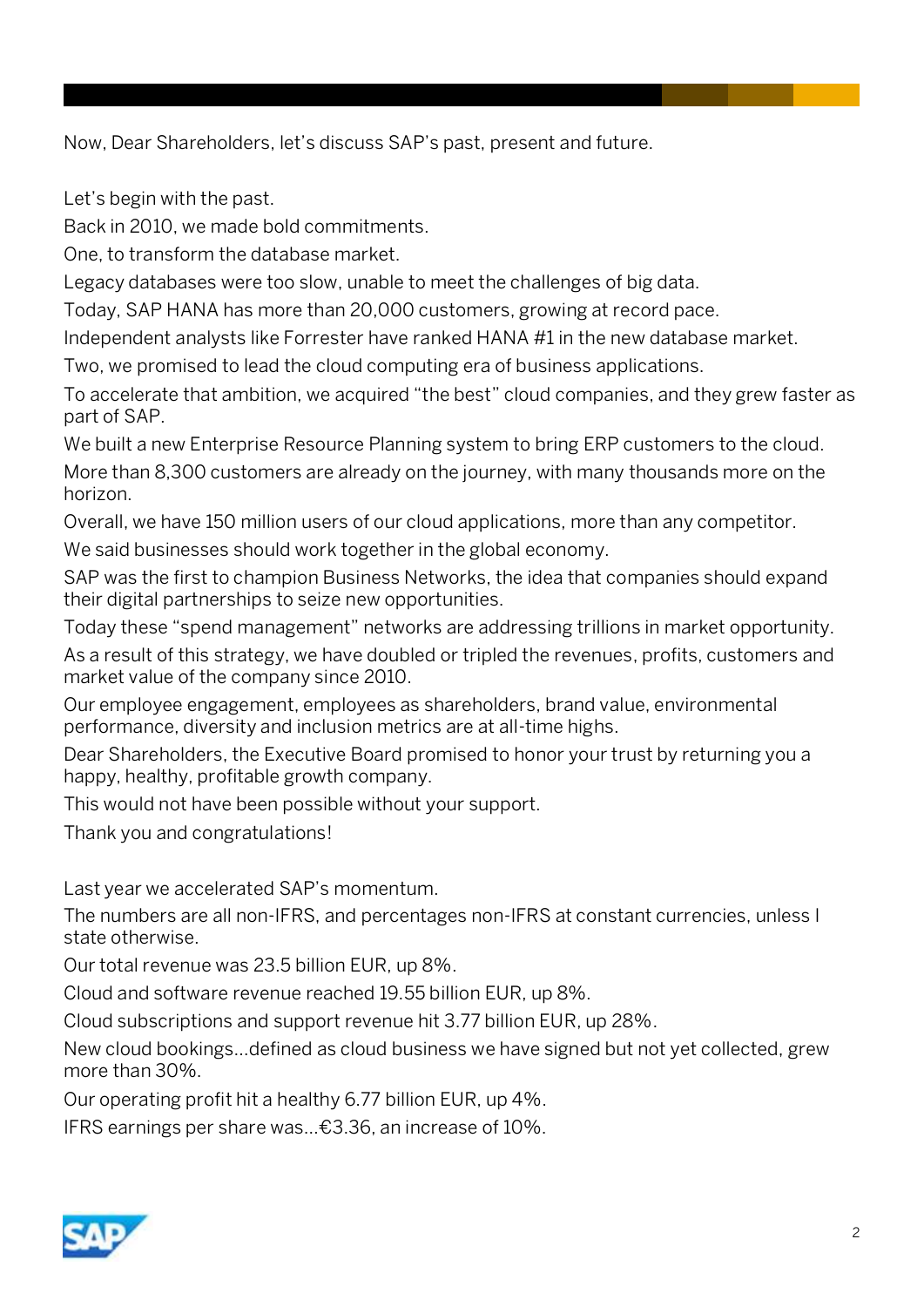Now, Dear Shareholders, let's discuss SAP's past, present and future.

Let's begin with the past.

Back in 2010, we made bold commitments.

One, to transform the database market.

Legacy databases were too slow, unable to meet the challenges of big data.

Today, SAP HANA has more than 20,000 customers, growing at record pace.

Independent analysts like Forrester have ranked HANA #1 in the new database market.

Two, we promised to lead the cloud computing era of business applications.

To accelerate that ambition, we acquired "the best" cloud companies, and they grew faster as part of SAP.

We built a new Enterprise Resource Planning system to bring ERP customers to the cloud.

More than 8,300 customers are already on the journey, with many thousands more on the horizon.

Overall, we have 150 million users of our cloud applications, more than any competitor.

We said businesses should work together in the global economy.

SAP was the first to champion Business Networks, the idea that companies should expand their digital partnerships to seize new opportunities.

Today these "spend management" networks are addressing trillions in market opportunity.

As a result of this strategy, we have doubled or tripled the revenues, profits, customers and market value of the company since 2010.

Our employee engagement, employees as shareholders, brand value, environmental performance, diversity and inclusion metrics are at all-time highs.

Dear Shareholders, the Executive Board promised to honor your trust by returning you a happy, healthy, profitable growth company.

This would not have been possible without your support.

Thank you and congratulations!

Last year we accelerated SAP's momentum.

The numbers are all non-IFRS, and percentages non-IFRS at constant currencies, unless I state otherwise.

Our total revenue was 23.5 billion EUR, up 8%.

Cloud and software revenue reached 19.55 billion EUR, up 8%.

Cloud subscriptions and support revenue hit 3.77 billion EUR, up 28%.

New cloud bookings…defined as cloud business we have signed but not yet collected, grew more than 30%.

Our operating profit hit a healthy 6.77 billion EUR, up 4%.

IFRS earnings per share was…€3.36, an increase of 10%.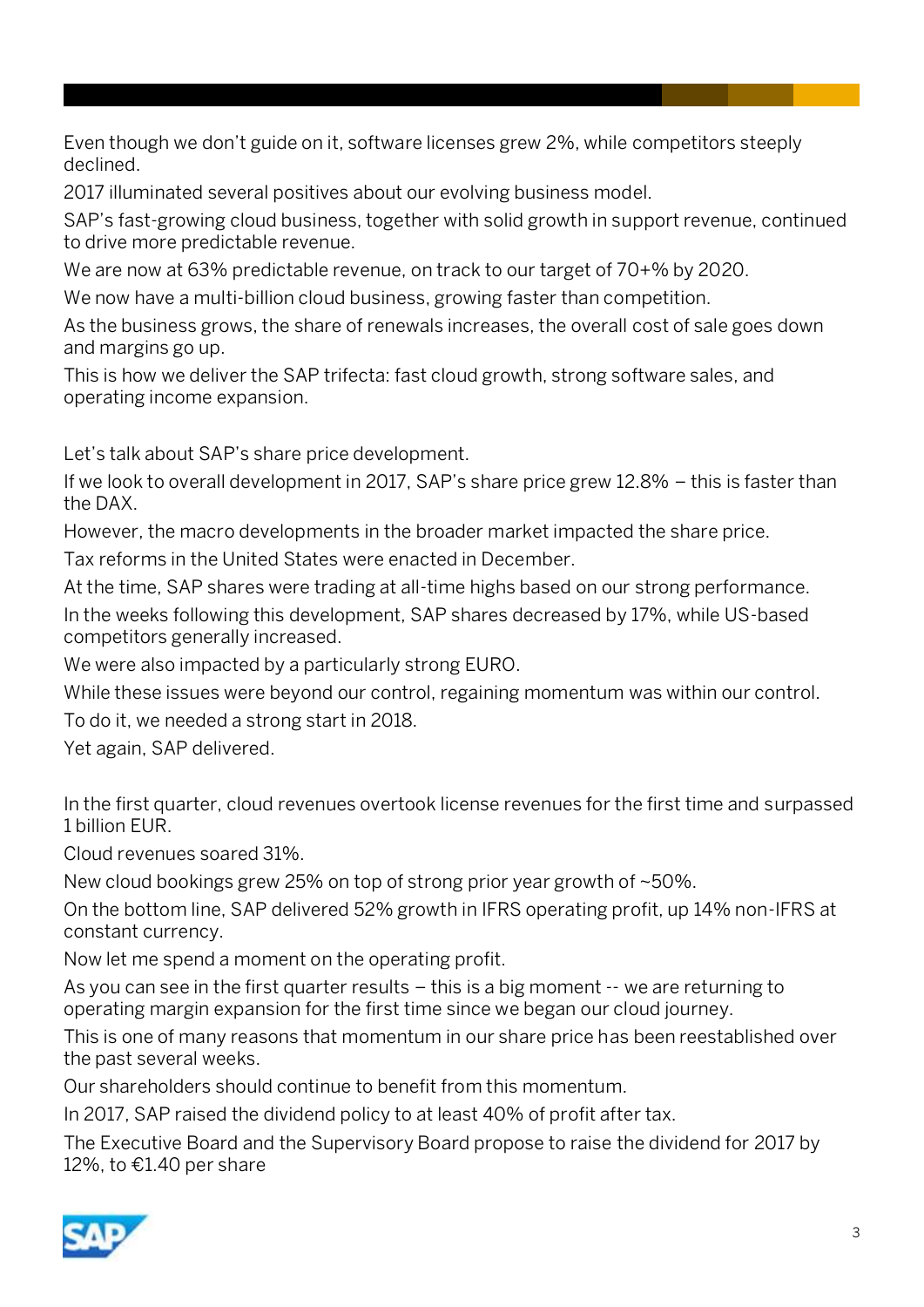Even though we don't guide on it, software licenses grew 2%, while competitors steeply declined.

2017 illuminated several positives about our evolving business model.

SAP's fast-growing cloud business, together with solid growth in support revenue, continued to drive more predictable revenue.

We are now at 63% predictable revenue, on track to our target of 70+% by 2020.

We now have a multi-billion cloud business, growing faster than competition.

As the business grows, the share of renewals increases, the overall cost of sale goes down and margins go up.

This is how we deliver the SAP trifecta: fast cloud growth, strong software sales, and operating income expansion.

Let's talk about SAP's share price development.

If we look to overall development in 2017, SAP's share price grew 12.8% – this is faster than the DAX.

However, the macro developments in the broader market impacted the share price.

Tax reforms in the United States were enacted in December.

At the time, SAP shares were trading at all-time highs based on our strong performance.

In the weeks following this development, SAP shares decreased by 17%, while US-based competitors generally increased.

We were also impacted by a particularly strong EURO.

While these issues were beyond our control, regaining momentum was within our control.

To do it, we needed a strong start in 2018.

Yet again, SAP delivered.

In the first quarter, cloud revenues overtook license revenues for the first time and surpassed 1 billion EUR.

Cloud revenues soared 31%.

New cloud bookings grew 25% on top of strong prior year growth of ~50%.

On the bottom line, SAP delivered 52% growth in IFRS operating profit, up 14% non-IFRS at constant currency.

Now let me spend a moment on the operating profit.

As you can see in the first quarter results – this is a big moment -- we are returning to operating margin expansion for the first time since we began our cloud journey.

This is one of many reasons that momentum in our share price has been reestablished over the past several weeks.

Our shareholders should continue to benefit from this momentum.

In 2017, SAP raised the dividend policy to at least 40% of profit after tax.

The Executive Board and the Supervisory Board propose to raise the dividend for 2017 by 12%, to €1.40 per share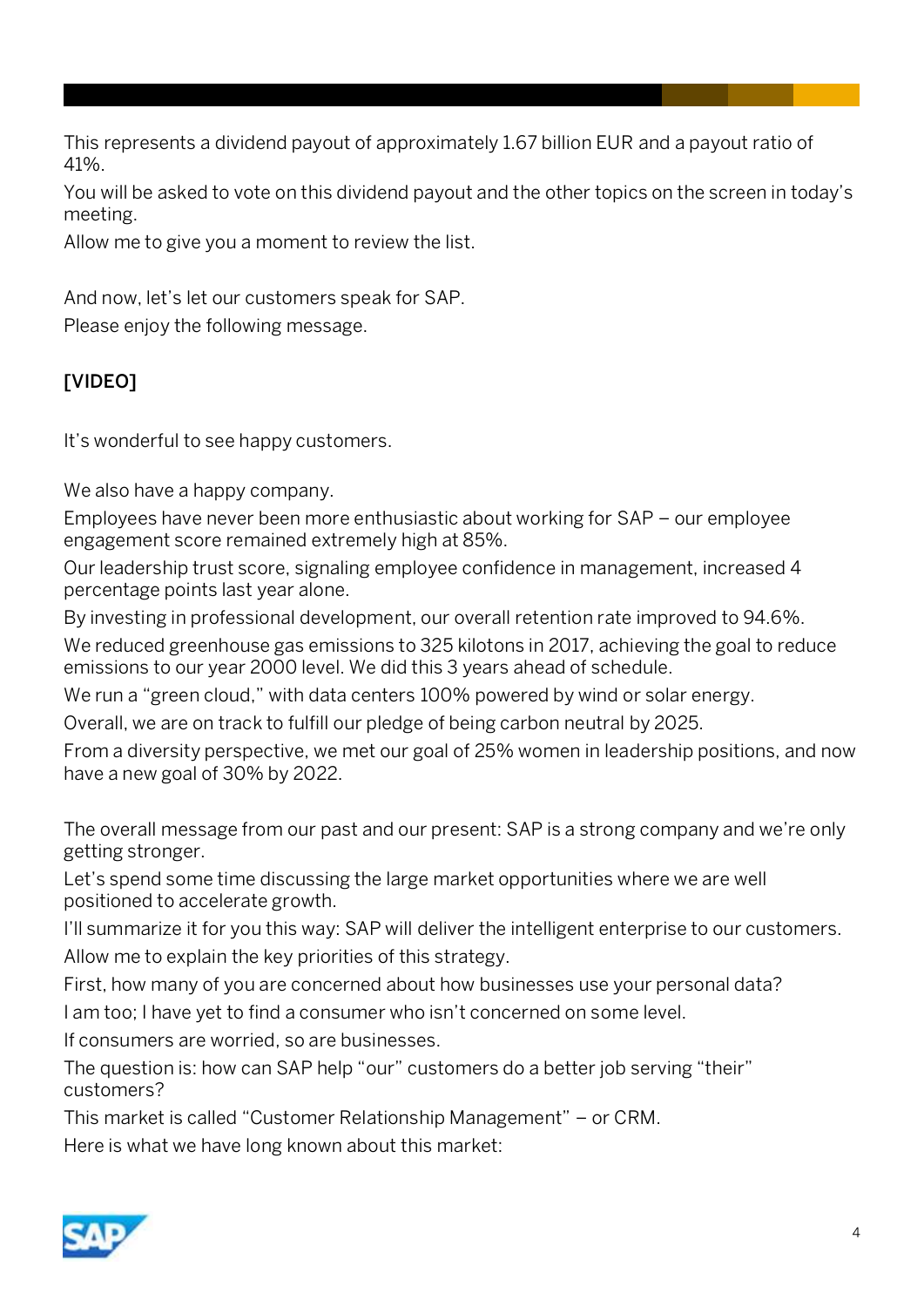This represents a dividend payout of approximately 1.67 billion EUR and a payout ratio of 41%.

You will be asked to vote on this dividend payout and the other topics on the screen in today's meeting.

Allow me to give you a moment to review the list.

And now, let's let our customers speak for SAP.

Please enjoy the following message.

**[VIDEO]**

It's wonderful to see happy customers.

We also have a happy company.

Employees have never been more enthusiastic about working for SAP – our employee engagement score remained extremely high at 85%.

Our leadership trust score, signaling employee confidence in management, increased 4 percentage points last year alone.

By investing in professional development, our overall retention rate improved to 94.6%.

We reduced greenhouse gas emissions to 325 kilotons in 2017, achieving the goal to reduce emissions to our year 2000 level. We did this 3 years ahead of schedule.

We run a "green cloud," with data centers 100% powered by wind or solar energy.

Overall, we are on track to fulfill our pledge of being carbon neutral by 2025.

From a diversity perspective, we met our goal of 25% women in leadership positions, and now have a new goal of 30% by 2022.

The overall message from our past and our present: SAP is a strong company and we're only getting stronger.

Let's spend some time discussing the large market opportunities where we are well positioned to accelerate growth.

I'll summarize it for you this way: SAP will deliver the intelligent enterprise to our customers.

Allow me to explain the key priorities of this strategy.

First, how many of you are concerned about how businesses use your personal data?

I am too; I have yet to find a consumer who isn't concerned on some level.

If consumers are worried, so are businesses.

The question is: how can SAP help "our" customers do a better job serving "their" customers?

This market is called "Customer Relationship Management" – or CRM.

Here is what we have long known about this market: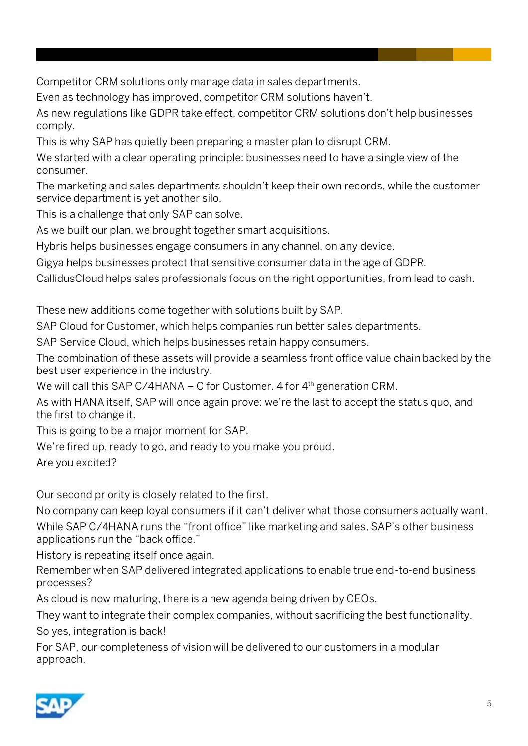Competitor CRM solutions only manage data in sales departments.

Even as technology has improved, competitor CRM solutions haven't.

As new regulations like GDPR take effect, competitor CRM solutions don't help businesses comply.

This is why SAP has quietly been preparing a master plan to disrupt CRM.

We started with a clear operating principle: businesses need to have a single view of the consumer.

The marketing and sales departments shouldn't keep their own records, while the customer service department is yet another silo.

This is a challenge that only SAP can solve.

As we built our plan, we brought together smart acquisitions.

Hybris helps businesses engage consumers in any channel, on any device.

Gigya helps businesses protect that sensitive consumer data in the age of GDPR.

CallidusCloud helps sales professionals focus on the right opportunities, from lead to cash.

These new additions come together with solutions built by SAP.

SAP Cloud for Customer, which helps companies run better sales departments.

SAP Service Cloud, which helps businesses retain happy consumers.

The combination of these assets will provide a seamless front office value chain backed by the best user experience in the industry.

We will call this SAP C/4HANA – C for Customer. 4 for 4th generation CRM.

As with HANA itself, SAP will once again prove: we're the last to accept the status quo, and the first to change it.

This is going to be a major moment for SAP.

We're fired up, ready to go, and ready to you make you proud.

Are you excited?

Our second priority is closely related to the first.

No company can keep loyal consumers if it can't deliver what those consumers actually want.

While SAP C/4HANA runs the "front office" like marketing and sales, SAP's other business applications run the "back office."

History is repeating itself once again.

Remember when SAP delivered integrated applications to enable true end-to-end business processes?

As cloud is now maturing, there is a new agenda being driven by CEOs.

They want to integrate their complex companies, without sacrificing the best functionality.

So yes, integration is back!

For SAP, our completeness of vision will be delivered to our customers in a modular approach.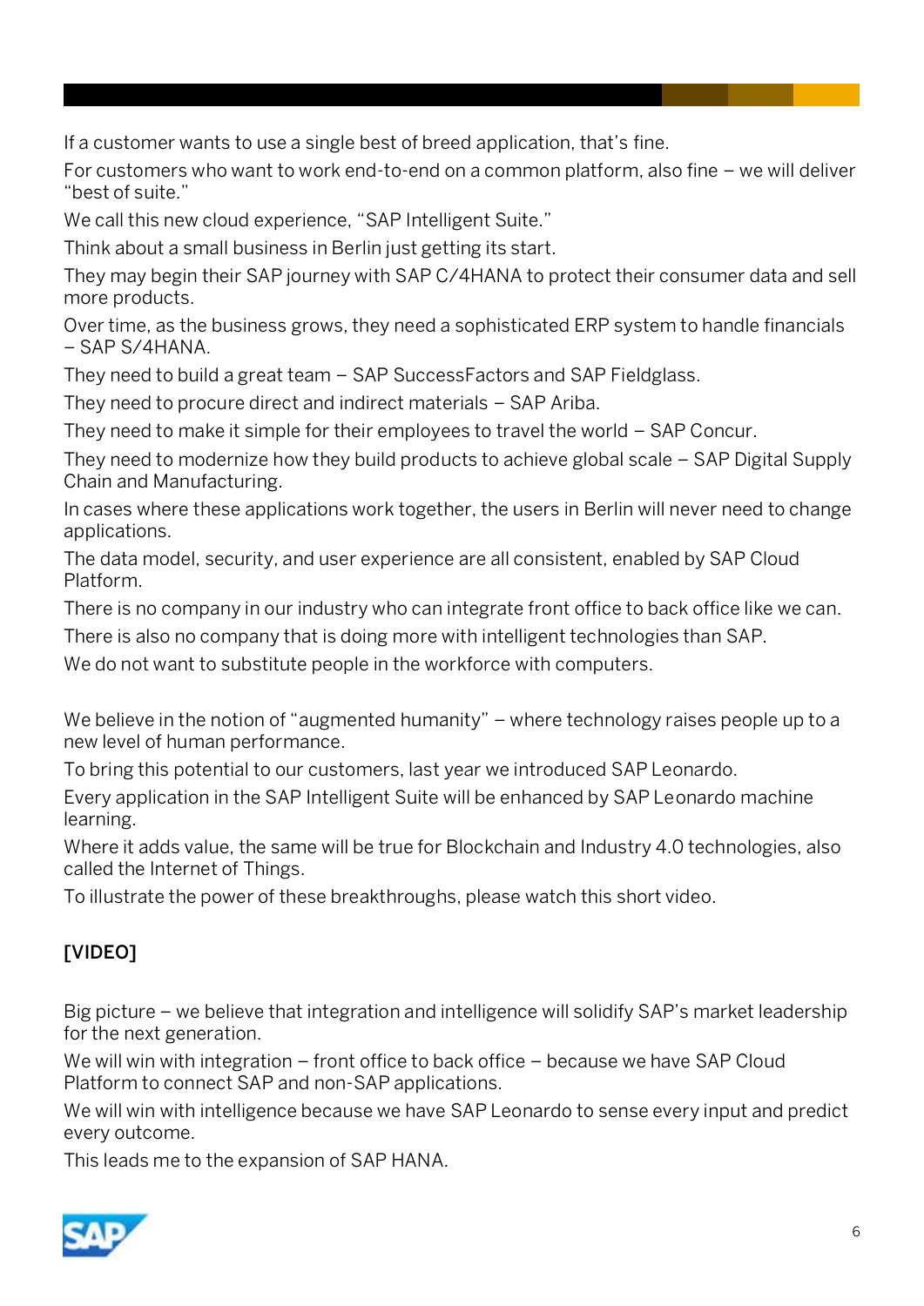If a customer wants to use a single best of breed application, that's fine.

For customers who want to work end-to-end on a common platform, also fine – we will deliver "best of suite."

We call this new cloud experience, "SAP Intelligent Suite."

Think about a small business in Berlin just getting its start.

They may begin their SAP journey with SAP C/4HANA to protect their consumer data and sell more products.

Over time, as the business grows, they need a sophisticated ERP system to handle financials – SAP S/4HANA.

They need to build a great team – SAP SuccessFactors and SAP Fieldglass.

They need to procure direct and indirect materials – SAP Ariba.

They need to make it simple for their employees to travel the world – SAP Concur.

They need to modernize how they build products to achieve global scale – SAP Digital Supply Chain and Manufacturing.

In cases where these applications work together, the users in Berlin will never need to change applications.

The data model, security, and user experience are all consistent, enabled by SAP Cloud Platform.

There is no company in our industry who can integrate front office to back office like we can.

There is also no company that is doing more with intelligent technologies than SAP.

We do not want to substitute people in the workforce with computers.

We believe in the notion of "augmented humanity" – where technology raises people up to a new level of human performance.

To bring this potential to our customers, last year we introduced SAP Leonardo.

Every application in the SAP Intelligent Suite will be enhanced by SAP Leonardo machine learning.

Where it adds value, the same will be true for Blockchain and Industry 4.0 technologies, also called the Internet of Things.

To illustrate the power of these breakthroughs, please watch this short video.

**[VIDEO]**

Big picture – we believe that integration and intelligence will solidify SAP's market leadership for the next generation.

We will win with integration – front office to back office – because we have SAP Cloud Platform to connect SAP and non-SAP applications.

We will win with intelligence because we have SAP Leonardo to sense every input and predict every outcome.

This leads me to the expansion of SAP HANA.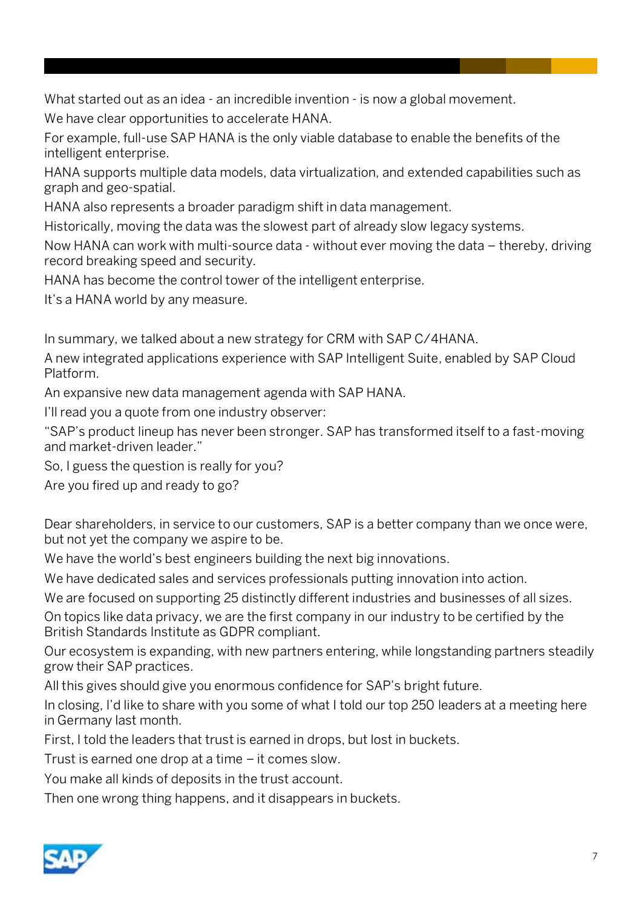What started out as an idea - an incredible invention - is now a global movement.

We have clear opportunities to accelerate HANA.

For example, full-use SAP HANA is the only viable database to enable the benefits of the intelligent enterprise.

HANA supports multiple data models, data virtualization, and extended capabilities such as graph and geo-spatial.

HANA also represents a broader paradigm shift in data management.

Historically, moving the data was the slowest part of already slow legacy systems.

Now HANA can work with multi-source data - without ever moving the data – thereby, driving record breaking speed and security.

HANA has become the control tower of the intelligent enterprise.

It's a HANA world by any measure.

In summary, we talked about a new strategy for CRM with SAP C/4HANA.

A new integrated applications experience with SAP Intelligent Suite, enabled by SAP Cloud Platform.

An expansive new data management agenda with SAP HANA.

I'll read you a quote from one industry observer:

"SAP's product lineup has never been stronger. SAP has transformed itself to a fast-moving and market-driven leader."

So, I guess the question is really for you?

Are you fired up and ready to go?

Dear shareholders, in service to our customers, SAP is a better company than we once were, but not yet the company we aspire to be.

We have the world's best engineers building the next big innovations.

We have dedicated sales and services professionals putting innovation into action.

We are focused on supporting 25 distinctly different industries and businesses of all sizes.

On topics like data privacy, we are the first company in our industry to be certified by the British Standards Institute as GDPR compliant.

Our ecosystem is expanding, with new partners entering, while longstanding partners steadily grow their SAP practices.

All this gives should give you enormous confidence for SAP's bright future.

In closing, I'd like to share with you some of what I told our top 250 leaders at a meeting here in Germany last month.

First, I told the leaders that trust is earned in drops, but lost in buckets.

Trust is earned one drop at a time – it comes slow.

You make all kinds of deposits in the trust account.

Then one wrong thing happens, and it disappears in buckets.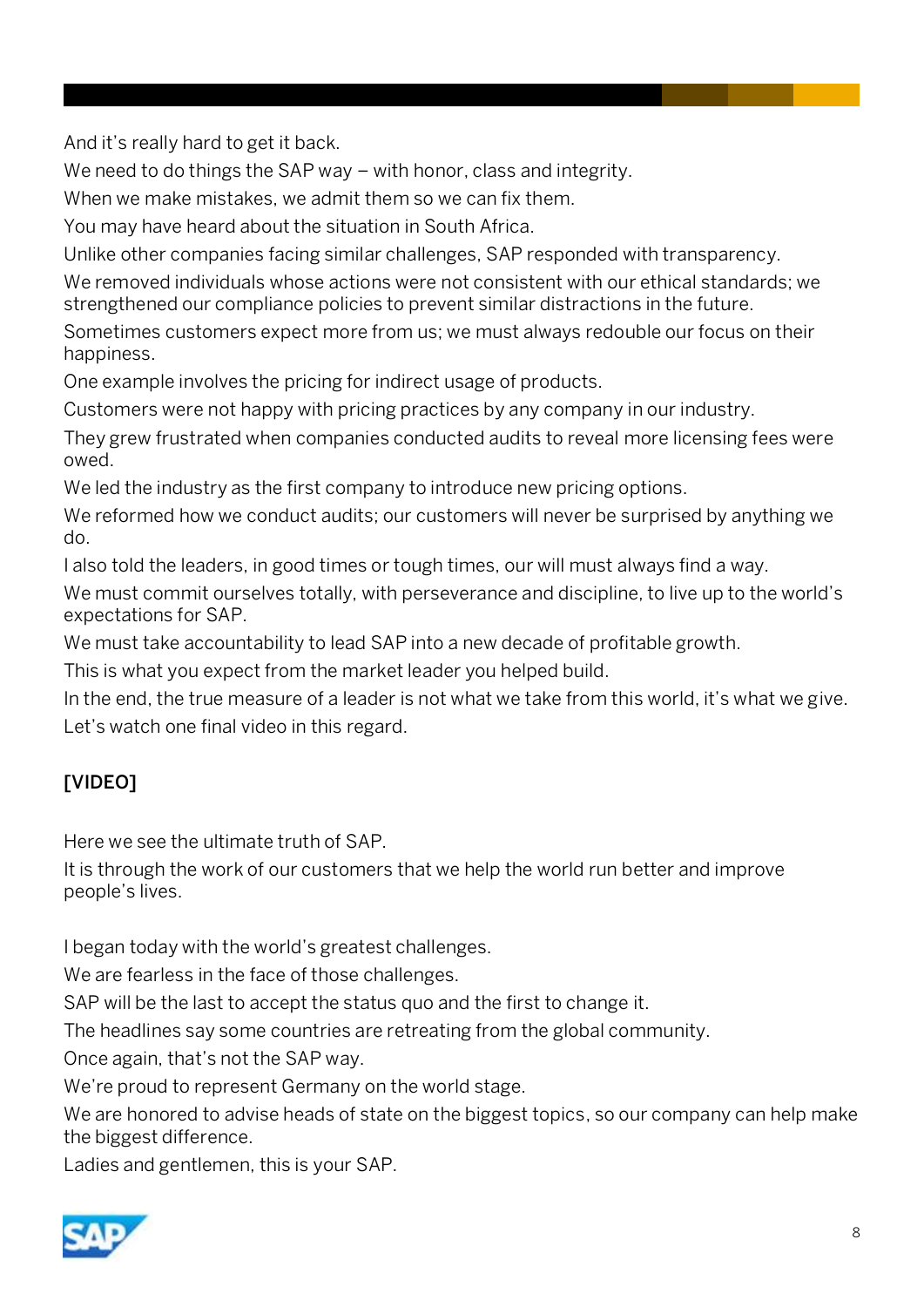And it's really hard to get it back.

We need to do things the SAP way – with honor, class and integrity.

When we make mistakes, we admit them so we can fix them.

You may have heard about the situation in South Africa.

Unlike other companies facing similar challenges, SAP responded with transparency.

We removed individuals whose actions were not consistent with our ethical standards; we strengthened our compliance policies to prevent similar distractions in the future.

Sometimes customers expect more from us; we must always redouble our focus on their happiness.

One example involves the pricing for indirect usage of products.

Customers were not happy with pricing practices by any company in our industry.

They grew frustrated when companies conducted audits to reveal more licensing fees were owed.

We led the industry as the first company to introduce new pricing options.

We reformed how we conduct audits; our customers will never be surprised by anything we do.

I also told the leaders, in good times or tough times, our will must always find a way.

We must commit ourselves totally, with perseverance and discipline, to live up to the world's expectations for SAP.

We must take accountability to lead SAP into a new decade of profitable growth.

This is what you expect from the market leader you helped build.

In the end, the true measure of a leader is not what we take from this world, it's what we give.

Let's watch one final video in this regard.

**[VIDEO]**

Here we see the ultimate truth of SAP.

It is through the work of our customers that we help the world run better and improve people's lives.

I began today with the world's greatest challenges.

We are fearless in the face of those challenges.

SAP will be the last to accept the status quo and the first to change it.

The headlines say some countries are retreating from the global community.

Once again, that's not the SAP way.

We're proud to represent Germany on the world stage.

We are honored to advise heads of state on the biggest topics, so our company can help make the biggest difference.

Ladies and gentlemen, this is your SAP.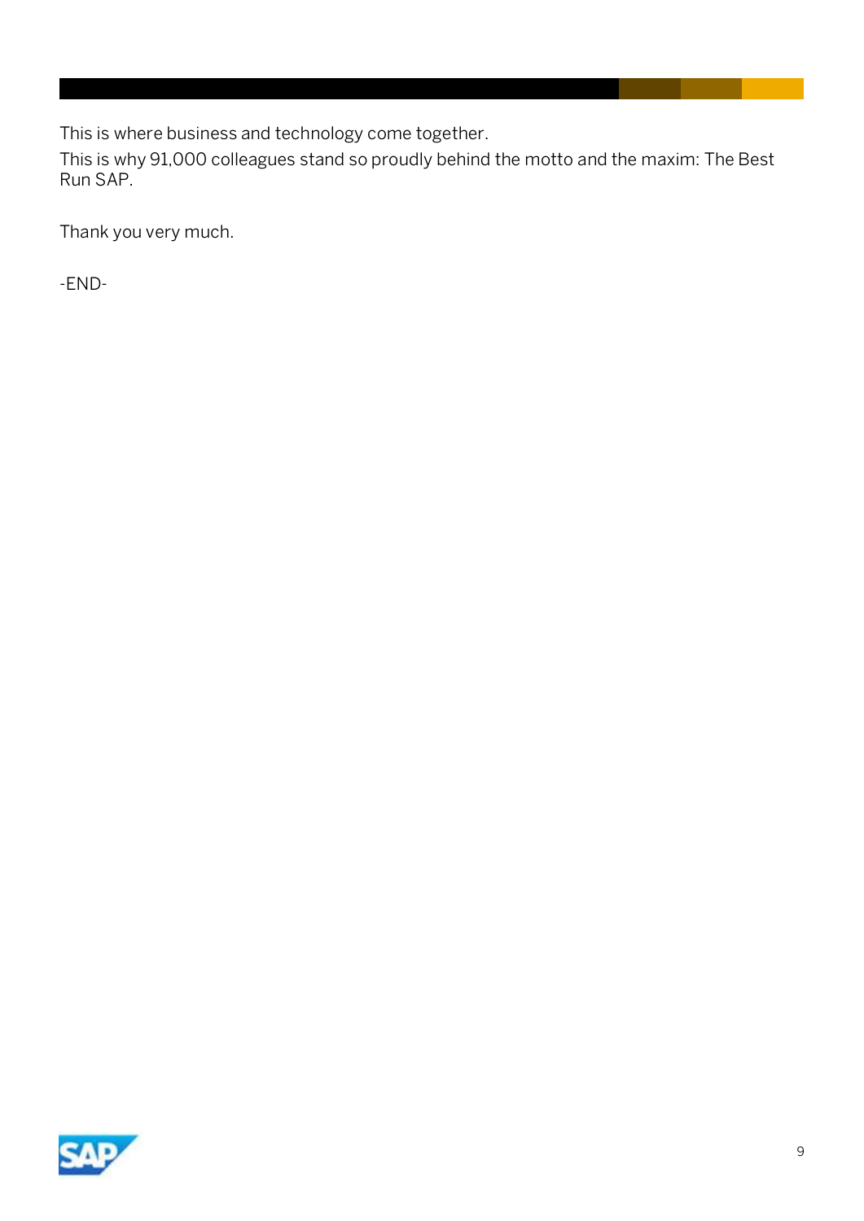This is where business and technology come together.

This is why 91,000 colleagues stand so proudly behind the motto and the maxim: The Best Run SAP.

Thank you very much.

-END-